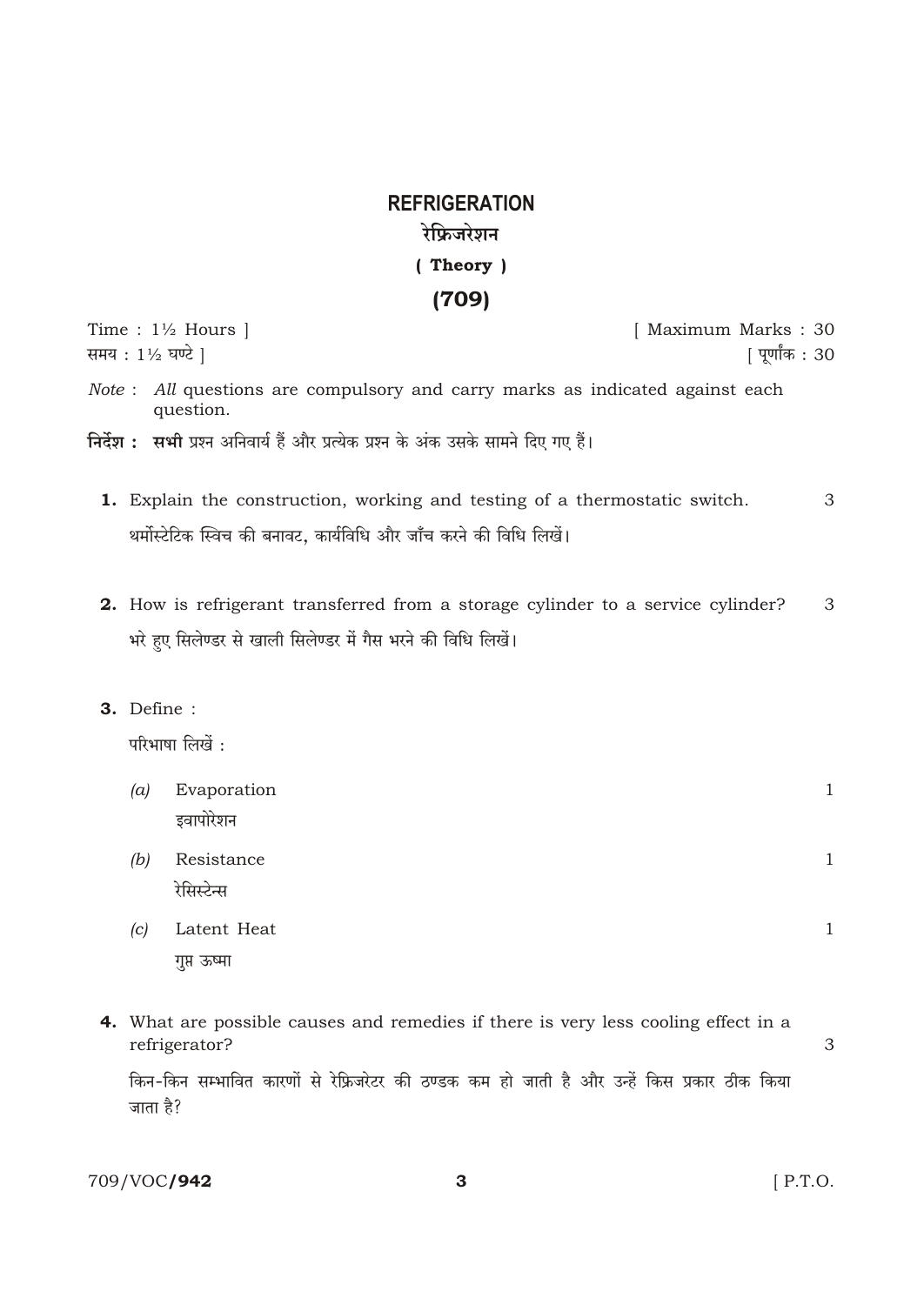# REFRIGERATION

# रेफ्रिजरेशन

## ( Theory )

## (709)

Time : 1½ Hours ] [ Maximum Marks : 30

समय : 1½ घण्टे ] [ पूर्णांक : 30

*Note* : **All** questions are compulsory and carry marks as indicated against each question.

**निर्देश : सभी** प्रश्न अनिवार्य हैं और प्रत्येक प्रश्न के अंक उसके सामने दिए गए हैं।

**1.** Explain the construction, working and testing of a thermostatic switch. 3

थर्मोस्टेटिक स्विच की बनावट, कार्यविधि और जाँच करने की विधि लिखें।

**2.** How is refrigerant transferred from a storage cylinder to a service cylinder? 3

भरे हुए सिलेण्डर से खाली सिलेण्डर में गैस भरने की विधि लिखें।

**3.** Define :

परिभाषा लिखें :

*(a)* Evaporation 1

इवापोरेशन

*(b)* Resistance 1

रेसिस्टेन्स

*(c)* Latent Heat 1

गुप्त ऊष्मा

**4.** What are possible causes and remedies if there is very less cooling effect in a refrigerator? 3

किन-किन सम्भावित कारणों से रेफ्रिजरेटर की ठण्डक कम हो जाती है और उन्हें किस प्रकार ठीक किया जाता है?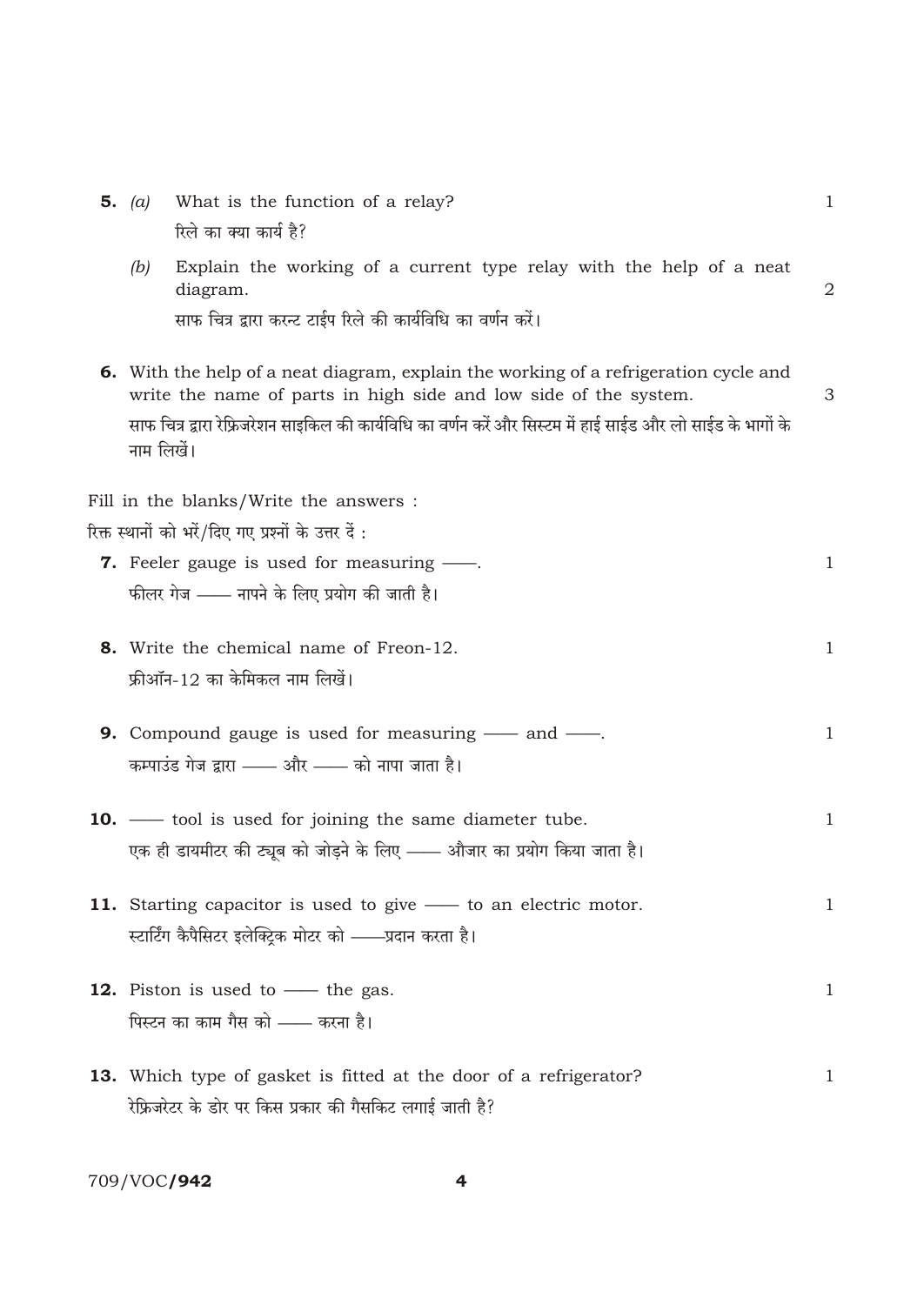**5.** *(a)* What is the function of a relay? 1

रिले का क्या कार्य है?

*(b)* Explain the working of a current type relay with the help of a neat diagram. 2

साफ चित्र द्वारा करन्ट टाईप रिले की कार्यविधि का वर्णन करें।

**6.** With the help of a neat diagram, explain the working of a refrigeration cycle and write the name of parts in high side and low side of the system. 3

साफ चित्र द्वारा रेफ्रिजरेशन साइकिल की कार्यविधि का वर्णन करें और सिस्टम में हाई साईड और लो साईड के भागों के नाम लिखें।

Fill in the blanks/Write the answers :

रिक्त स्थानों को भरें/दिए गए प्रश्नों के उत्तर दें :

**7.** Feeler gauge is used for measuring ——. 1

फीलर गेज —— नापने के लिए प्रयोग की जाती है।

**8.** Write the chemical name of Freon-12. 1

फ्रीऑन-12 का केमिकल नाम लिखें।

**9.** Compound gauge is used for measuring —— and ——. 1

कम्पाउंड गेज द्वारा —— और —— को नापा जाता है।

**10.** —— tool is used for joining the same diameter tube. 1

एक ही डायमीटर की ट्यूब को जोड़ने के लिए —— औजार का प्रयोग किया जाता है।

**11.** Starting capacitor is used to give —— to an electric motor. 1

स्टार्टिंग कैपैसिटर इलेक्ट्रिक मोटर को ——प्रदान करता है।

**12.** Piston is used to —— the gas. 1

पिस्टन का काम गैस को —— करना है।

**13.** Which type of gasket is fitted at the door of a refrigerator? 1

रेफ्रिजरेटर के डोर पर किस प्रकार की गैसकिट लगाई जाती है?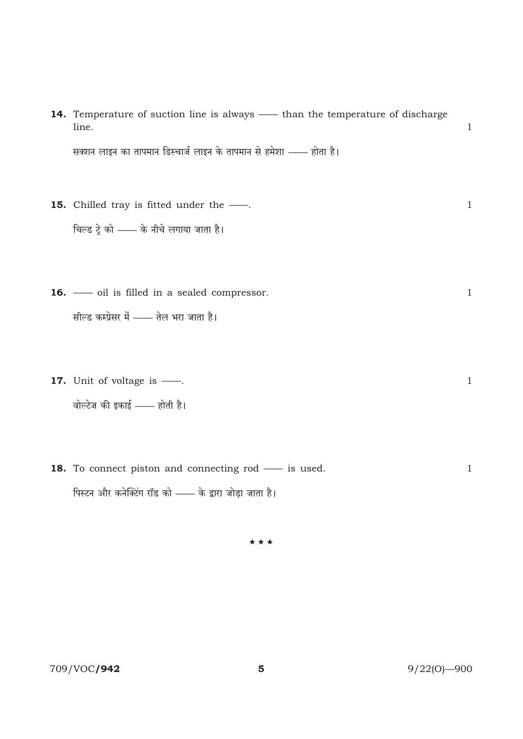**14.** Temperature of suction line is always —— than the temperature of discharge line. 1

सक्शन लाइन का तापमान डिस्चार्ज लाइन के तापमान से हमेशा —— होता है।

**15.** Chilled tray is fitted under the ——. 1

चिल्ड ट्रे को —— के नीचे लगाया जाता है।

**16.** —— oil is filled in a sealed compressor. 1

सील्ड कम्प्रेसर में —— तेल भरा जाता है।

**17.** Unit of voltage is ——. 1

वोल्टेज की इकाई —— होती है।

**18.** To connect piston and connecting rod —— is used. 1

पिस्टन और कनेक्टिंग रॉड को —— के द्वारा जोड़ा जाता है।

★ ★ ★